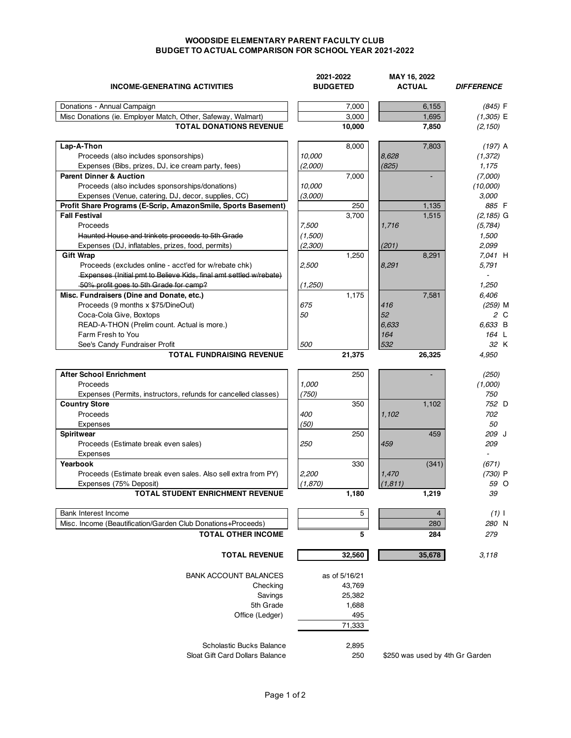# WOODSIDE ELEMENTARY PARENT FACULTY CLUB
## BUDGET TO ACTUAL COMPARISON FOR SCHOOL YEAR 2021-2022

| INCOME-GENERATING ACTIVITIES | 2021-2022 BUDGETED | | MAY 16, 2022 ACTUAL | | *DIFFERENCE* | |
|---|---|---|---|---|---|---|
| Donations - Annual Campaign | | 7,000 | | 6,155 | *(845)* | F |
| Misc Donations (ie. Employer Match, Other, Safeway, Walmart) | | 3,000 | | 1,695 | *(1,305)* | E |
| **TOTAL DONATIONS REVENUE** | | **10,000** | | **7,850** | *(2,150)* | |
| **Lap-A-Thon** | | 8,000 | | 7,803 | *(197)* | A |
| Proceeds (also includes sponsorships) | *10,000* | | *8,628* | | *(1,372)* | |
| Expenses (Bibs, prizes, DJ, ice cream party, fees) | *(2,000)* | | *(825)* | | *1,175* | |
| **Parent Dinner & Auction** | | 7,000 | | - | *(7,000)* | |
| Proceeds (also includes sponsorships/donations) | *10,000* | | | | *(10,000)* | |
| Expenses (Venue, catering, DJ, decor, supplies, CC) | *(3,000)* | | | | *3,000* | |
| **Profit Share Programs (E-Scrip, AmazonSmile, Sports Basement)** | | 250 | | 1,135 | *885* | F |
| **Fall Festival** | | 3,700 | | 1,515 | *(2,185)* | G |
| Proceeds | *7,500* | | *1,716* | | *(5,784)* | |
| ~~Haunted House and trinkets proceeds to 5th Grade~~ | *(1,500)* | | | | *1,500* | |
| Expenses (DJ, inflatables, prizes, food, permits) | *(2,300)* | | *(201)* | | *2,099* | |
| **Gift Wrap** | | 1,250 | | 8,291 | *7,041* | H |
| Proceeds (excludes online - acct'ed for w/rebate chk) | *2,500* | | *8,291* | | *5,791* | |
| ~~Expenses (Initial pmt to Believe Kids, final amt settled w/rebate)~~ | | | | | - | |
| ~~50% profit goes to 5th Grade for camp?~~ | *(1,250)* | | | | *1,250* | |
| **Misc. Fundraisers (Dine and Donate, etc.)** | | 1,175 | | 7,581 | *6,406* | |
| Proceeds (9 months x $75/DineOut) | *675* | | *416* | | *(259)* | M |
| Coca-Cola Give, Boxtops | *50* | | *52* | | *2* | C |
| READ-A-THON (Prelim count. Actual is more.) | | | *6,633* | | *6,633* | B |
| Farm Fresh to You | | | *164* | | *164* | L |
| See's Candy Fundraiser Profit | *500* | | *532* | | *32* | K |
| **TOTAL FUNDRAISING REVENUE** | | **21,375** | | **26,325** | *4,950* | |
| **After School Enrichment** | | 250 | | - | *(250)* | |
| Proceeds | *1,000* | | | | *(1,000)* | |
| Expenses (Permits, instructors, refunds for cancelled classes) | *(750)* | | | | *750* | |
| **Country Store** | | 350 | | 1,102 | *752* | D |
| Proceeds | *400* | | *1,102* | | *702* | |
| Expenses | *(50)* | | | | *50* | |
| **Spiritwear** | | 250 | | 459 | *209* | J |
| Proceeds (Estimate break even sales) | *250* | | *459* | | *209* | |
| Expenses | | | | | - | |
| **Yearbook** | | 330 | | (341) | *(671)* | |
| Proceeds (Estimate break even sales. Also sell extra from PY) | *2,200* | | *1,470* | | *(730)* | P |
| Expenses (75% Deposit) | *(1,870)* | | *(1,811)* | | *59* | O |
| **TOTAL STUDENT ENRICHMENT REVENUE** | | **1,180** | | **1,219** | *39* | |
| Bank Interest Income | | 5 | | 4 | *(1)* | I |
| Misc. Income (Beautification/Garden Club Donations+Proceeds) | | | | 280 | *280* | N |
| **TOTAL OTHER INCOME** | | **5** | | **284** | *279* | |
| **TOTAL REVENUE** | | **32,560** | | **35,678** | *3,118* | |

| BANK ACCOUNT BALANCES | as of 5/16/21 |
|---|---|
| Checking | 43,769 |
| Savings | 25,382 |
| 5th Grade | 1,688 |
| Office (Ledger) | 495 |
| | 71,333 |

| | | |
|---|---|---|
| Scholastic Bucks Balance | 2,895 | |
| Sloat Gift Card Dollars Balance | 250 | $250 was used by 4th Gr Garden |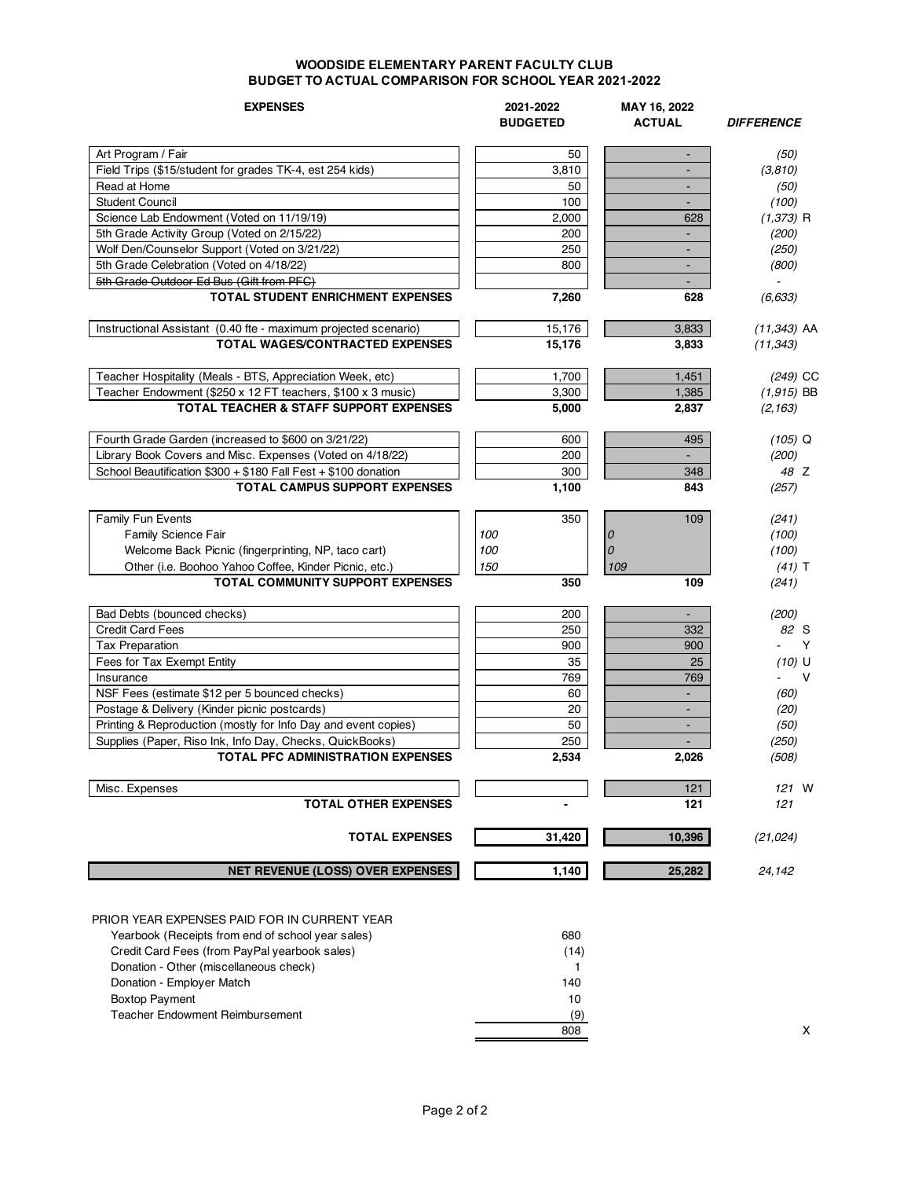**WOODSIDE ELEMENTARY PARENT FACULTY CLUB**
**BUDGET TO ACTUAL COMPARISON FOR SCHOOL YEAR 2021-2022**

| EXPENSES | 2021-2022 BUDGETED | MAY 16, 2022 ACTUAL | *DIFFERENCE* | |
|---|---|---|---|---|
| Art Program / Fair | 50 | - | *(50)* | |
| Field Trips ($15/student for grades TK-4, est 254 kids) | 3,810 | - | *(3,810)* | |
| Read at Home | 50 | - | *(50)* | |
| Student Council | 100 | - | *(100)* | |
| Science Lab Endowment (Voted on 11/19/19) | 2,000 | 628 | *(1,373)* | R |
| 5th Grade Activity Group (Voted on 2/15/22) | 200 | - | *(200)* | |
| Wolf Den/Counselor Support (Voted on 3/21/22) | 250 | - | *(250)* | |
| 5th Grade Celebration (Voted on 4/18/22) | 800 | - | *(800)* | |
| ~~5th Grade Outdoor Ed Bus (Gift from PFC)~~ | | - | - | |
| **TOTAL STUDENT ENRICHMENT EXPENSES** | **7,260** | **628** | *(6,633)* | |
| Instructional Assistant (0.40 fte - maximum projected scenario) | 15,176 | 3,833 | *(11,343)* | AA |
| **TOTAL WAGES/CONTRACTED EXPENSES** | **15,176** | **3,833** | *(11,343)* | |
| Teacher Hospitality (Meals - BTS, Appreciation Week, etc) | 1,700 | 1,451 | *(249)* | CC |
| Teacher Endowment ($250 x 12 FT teachers, $100 x 3 music) | 3,300 | 1,385 | *(1,915)* | BB |
| **TOTAL TEACHER & STAFF SUPPORT EXPENSES** | **5,000** | **2,837** | *(2,163)* | |
| Fourth Grade Garden (increased to $600 on 3/21/22) | 600 | 495 | *(105)* | Q |
| Library Book Covers and Misc. Expenses (Voted on 4/18/22) | 200 | - | *(200)* | |
| School Beautification $300 + $180 Fall Fest + $100 donation | 300 | 348 | *48* | Z |
| **TOTAL CAMPUS SUPPORT EXPENSES** | **1,100** | **843** | *(257)* | |
| Family Fun Events | 350 | 109 | *(241)* | |
| Family Science Fair | *100* | *0* | *(100)* | |
| Welcome Back Picnic (fingerprinting, NP, taco cart) | *100* | *0* | *(100)* | |
| Other (i.e. Boohoo Yahoo Coffee, Kinder Picnic, etc.) | *150* | *109* | *(41)* | T |
| **TOTAL COMMUNITY SUPPORT EXPENSES** | **350** | **109** | *(241)* | |
| Bad Debts (bounced checks) | 200 | - | *(200)* | |
| Credit Card Fees | 250 | 332 | *82* | S |
| Tax Preparation | 900 | 900 | - | Y |
| Fees for Tax Exempt Entity | 35 | 25 | *(10)* | U |
| Insurance | 769 | 769 | - | V |
| NSF Fees (estimate $12 per 5 bounced checks) | 60 | - | *(60)* | |
| Postage & Delivery (Kinder picnic postcards) | 20 | - | *(20)* | |
| Printing & Reproduction (mostly for Info Day and event copies) | 50 | - | *(50)* | |
| Supplies (Paper, Riso Ink, Info Day, Checks, QuickBooks) | 250 | - | *(250)* | |
| **TOTAL PFC ADMINISTRATION EXPENSES** | **2,534** | **2,026** | *(508)* | |
| Misc. Expenses | | 121 | *121* | W |
| **TOTAL OTHER EXPENSES** | **-** | **121** | *121* | |
| **TOTAL EXPENSES** | **31,420** | **10,396** | *(21,024)* | |
| **NET REVENUE (LOSS) OVER EXPENSES** | **1,140** | **25,282** | *24,142* | |

| PRIOR YEAR EXPENSES PAID FOR IN CURRENT YEAR | | |
|---|---|---|
| Yearbook (Receipts from end of school year sales) | 680 | |
| Credit Card Fees (from PayPal yearbook sales) | (14) | |
| Donation - Other (miscellaneous check) | 1 | |
| Donation - Employer Match | 140 | |
| Boxtop Payment | 10 | |
| Teacher Endowment Reimbursement | (9) | |
| | 808 | X |